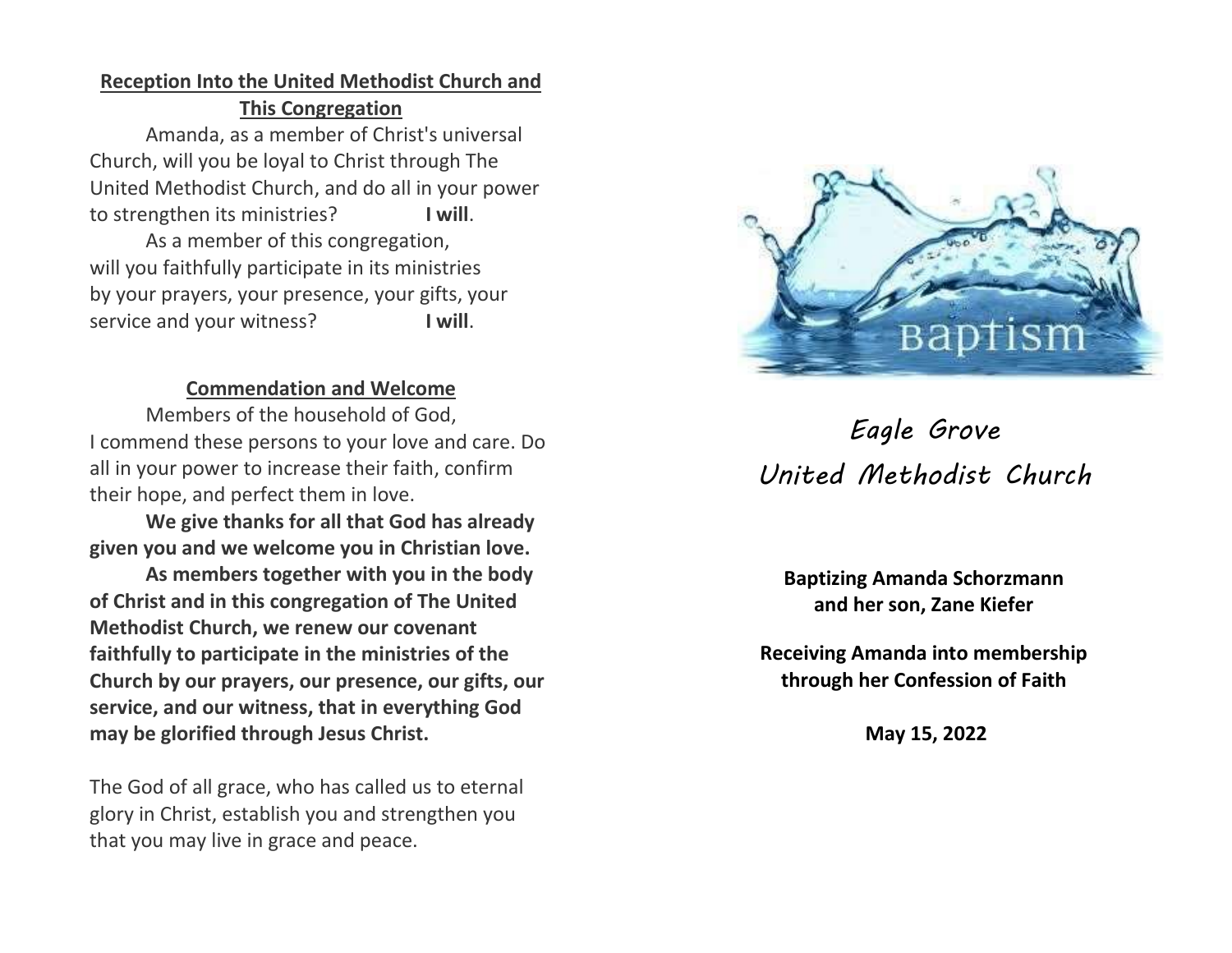## Reception Into the United Methodist Church and This Congregation

Amanda, as a member of Christ's universal Church, will you be loyal to Christ through The United Methodist Church, and do all in your power to strengthen its ministries? **I will**.

As a member of this congregation, will you faithfully participate in its ministries by your prayers, your presence, your gifts, your service and your witness? **I will**.

## Commendation and Welcome

Members of the household of God, I commend these persons to your love and care. Do all in your power to increase their faith, confirm their hope, and perfect them in love.

**We give thanks for all that God has already given you and we welcome you in Christian love.**

**As members together with you in the body of Christ and in this congregation of The United Methodist Church, we renew our covenant faithfully to participate in the ministries of the Church by our prayers, our presence, our gifts, our service, and our witness, that in everything God may be glorified through Jesus Christ.**

The God of all grace, who has called us to eternal glory in Christ, establish you and strengthen you that you may live in grace and peace.

Baptism

# *Eagle Grove United Methodist Church*

**Baptizing Amanda Schorzmann and her son, Zane Kiefer**

**Receiving Amanda into membership through her Confession of Faith**

**May 15, 2022**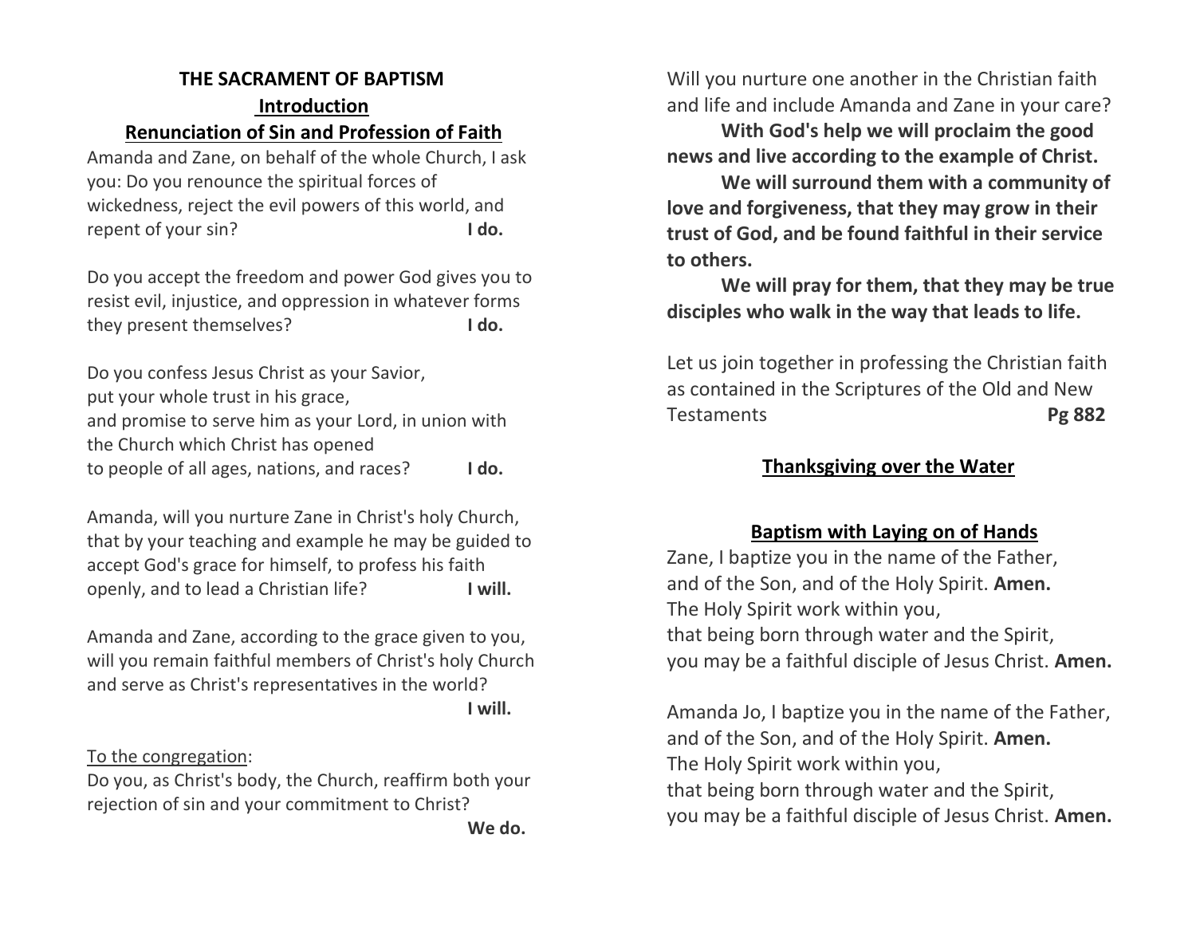## THE SACRAMENT OF BAPTISM

### Introduction

### Renunciation of Sin and Profession of Faith

Amanda and Zane, on behalf of the whole Church, I ask you: Do you renounce the spiritual forces of wickedness, reject the evil powers of this world, and repent of your sin? **I do.**

Do you accept the freedom and power God gives you to resist evil, injustice, and oppression in whatever forms they present themselves? **I do.**

Do you confess Jesus Christ as your Savior,
put your whole trust in his grace,
and promise to serve him as your Lord, in union with the Church which Christ has opened
to people of all ages, nations, and races? **I do.**

Amanda, will you nurture Zane in Christ's holy Church, that by your teaching and example he may be guided to accept God's grace for himself, to profess his faith openly, and to lead a Christian life? **I will.**

Amanda and Zane, according to the grace given to you, will you remain faithful members of Christ's holy Church and serve as Christ's representatives in the world? **I will.**

To the congregation:
Do you, as Christ's body, the Church, reaffirm both your rejection of sin and your commitment to Christ? **We do.**

Will you nurture one another in the Christian faith and life and include Amanda and Zane in your care?

**With God's help we will proclaim the good news and live according to the example of Christ.**

**We will surround them with a community of love and forgiveness, that they may grow in their trust of God, and be found faithful in their service to others.**

**We will pray for them, that they may be true disciples who walk in the way that leads to life.**

Let us join together in professing the Christian faith as contained in the Scriptures of the Old and New Testaments **Pg 882**

### Thanksgiving over the Water

### Baptism with Laying on of Hands

Zane, I baptize you in the name of the Father,
and of the Son, and of the Holy Spirit. **Amen.**
The Holy Spirit work within you,
that being born through water and the Spirit,
you may be a faithful disciple of Jesus Christ. **Amen.**

Amanda Jo, I baptize you in the name of the Father,
and of the Son, and of the Holy Spirit. **Amen.**
The Holy Spirit work within you,
that being born through water and the Spirit,
you may be a faithful disciple of Jesus Christ. **Amen.**